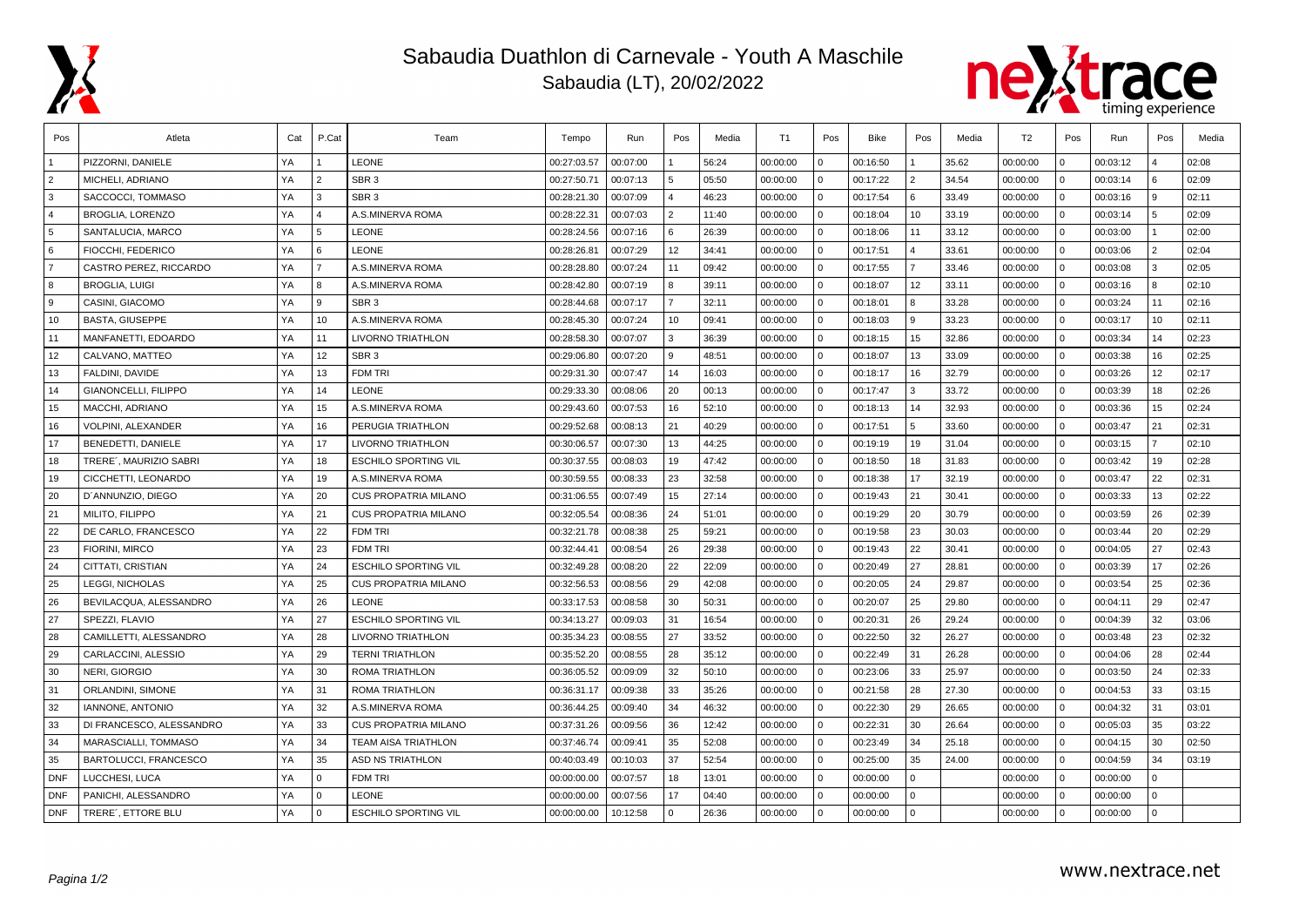# Sabaudia Duathlon di Carnevale - Youth A Maschile

Sabaudia (LT), 20/02/2022

| Pos | Atleta | Cat | P.Cat | Team | Tempo | Run | Pos | Media | T1 | Pos | Bike | Pos | Media | T2 | Pos | Run | Pos | Media |
|---|---|---|---|---|---|---|---|---|---|---|---|---|---|---|---|---|---|---|
| 1 | PIZZORNI, DANIELE | YA | 1 | LEONE | 00:27:03.57 | 00:07:00 | 1 | 56:24 | 00:00:00 | 0 | 00:16:50 | 1 | 35.62 | 00:00:00 | 0 | 00:03:12 | 4 | 02:08 |
| 2 | MICHELI, ADRIANO | YA | 2 | SBR 3 | 00:27:50.71 | 00:07:13 | 5 | 05:50 | 00:00:00 | 0 | 00:17:22 | 2 | 34.54 | 00:00:00 | 0 | 00:03:14 | 6 | 02:09 |
| 3 | SACCOCCI, TOMMASO | YA | 3 | SBR 3 | 00:28:21.30 | 00:07:09 | 4 | 46:23 | 00:00:00 | 0 | 00:17:54 | 6 | 33.49 | 00:00:00 | 0 | 00:03:16 | 9 | 02:11 |
| 4 | BROGLIA, LORENZO | YA | 4 | A.S.MINERVA ROMA | 00:28:22.31 | 00:07:03 | 2 | 11:40 | 00:00:00 | 0 | 00:18:04 | 10 | 33.19 | 00:00:00 | 0 | 00:03:14 | 5 | 02:09 |
| 5 | SANTALUCIA, MARCO | YA | 5 | LEONE | 00:28:24.56 | 00:07:16 | 6 | 26:39 | 00:00:00 | 0 | 00:18:06 | 11 | 33.12 | 00:00:00 | 0 | 00:03:00 | 1 | 02:00 |
| 6 | FIOCCHI, FEDERICO | YA | 6 | LEONE | 00:28:26.81 | 00:07:29 | 12 | 34:41 | 00:00:00 | 0 | 00:17:51 | 4 | 33.61 | 00:00:00 | 0 | 00:03:06 | 2 | 02:04 |
| 7 | CASTRO PEREZ, RICCARDO | YA | 7 | A.S.MINERVA ROMA | 00:28:28.80 | 00:07:24 | 11 | 09:42 | 00:00:00 | 0 | 00:17:55 | 7 | 33.46 | 00:00:00 | 0 | 00:03:08 | 3 | 02:05 |
| 8 | BROGLIA, LUIGI | YA | 8 | A.S.MINERVA ROMA | 00:28:42.80 | 00:07:19 | 8 | 39:11 | 00:00:00 | 0 | 00:18:07 | 12 | 33.11 | 00:00:00 | 0 | 00:03:16 | 8 | 02:10 |
| 9 | CASINI, GIACOMO | YA | 9 | SBR 3 | 00:28:44.68 | 00:07:17 | 7 | 32:11 | 00:00:00 | 0 | 00:18:01 | 8 | 33.28 | 00:00:00 | 0 | 00:03:24 | 11 | 02:16 |
| 10 | BASTA, GIUSEPPE | YA | 10 | A.S.MINERVA ROMA | 00:28:45.30 | 00:07:24 | 10 | 09:41 | 00:00:00 | 0 | 00:18:03 | 9 | 33.23 | 00:00:00 | 0 | 00:03:17 | 10 | 02:11 |
| 11 | MANFANETTI, EDOARDO | YA | 11 | LIVORNO TRIATHLON | 00:28:58.30 | 00:07:07 | 3 | 36:39 | 00:00:00 | 0 | 00:18:15 | 15 | 32.86 | 00:00:00 | 0 | 00:03:34 | 14 | 02:23 |
| 12 | CALVANO, MATTEO | YA | 12 | SBR 3 | 00:29:06.80 | 00:07:20 | 9 | 48:51 | 00:00:00 | 0 | 00:18:07 | 13 | 33.09 | 00:00:00 | 0 | 00:03:38 | 16 | 02:25 |
| 13 | FALDINI, DAVIDE | YA | 13 | FDM TRI | 00:29:31.30 | 00:07:47 | 14 | 16:03 | 00:00:00 | 0 | 00:18:17 | 16 | 32.79 | 00:00:00 | 0 | 00:03:26 | 12 | 02:17 |
| 14 | GIANONCELLI, FILIPPO | YA | 14 | LEONE | 00:29:33.30 | 00:08:06 | 20 | 00:13 | 00:00:00 | 0 | 00:17:47 | 3 | 33.72 | 00:00:00 | 0 | 00:03:39 | 18 | 02:26 |
| 15 | MACCHI, ADRIANO | YA | 15 | A.S.MINERVA ROMA | 00:29:43.60 | 00:07:53 | 16 | 52:10 | 00:00:00 | 0 | 00:18:13 | 14 | 32.93 | 00:00:00 | 0 | 00:03:36 | 15 | 02:24 |
| 16 | VOLPINI, ALEXANDER | YA | 16 | PERUGIA TRIATHLON | 00:29:52.68 | 00:08:13 | 21 | 40:29 | 00:00:00 | 0 | 00:17:51 | 5 | 33.60 | 00:00:00 | 0 | 00:03:47 | 21 | 02:31 |
| 17 | BENEDETTI, DANIELE | YA | 17 | LIVORNO TRIATHLON | 00:30:06.57 | 00:07:30 | 13 | 44:25 | 00:00:00 | 0 | 00:19:19 | 19 | 31.04 | 00:00:00 | 0 | 00:03:15 | 7 | 02:10 |
| 18 | TRERE´, MAURIZIO SABRI | YA | 18 | ESCHILO SPORTING VIL | 00:30:37.55 | 00:08:03 | 19 | 47:42 | 00:00:00 | 0 | 00:18:50 | 18 | 31.83 | 00:00:00 | 0 | 00:03:42 | 19 | 02:28 |
| 19 | CICCHETTI, LEONARDO | YA | 19 | A.S.MINERVA ROMA | 00:30:59.55 | 00:08:33 | 23 | 32:58 | 00:00:00 | 0 | 00:18:38 | 17 | 32.19 | 00:00:00 | 0 | 00:03:47 | 22 | 02:31 |
| 20 | D´ANNUNZIO, DIEGO | YA | 20 | CUS PROPATRIA MILANO | 00:31:06.55 | 00:07:49 | 15 | 27:14 | 00:00:00 | 0 | 00:19:43 | 21 | 30.41 | 00:00:00 | 0 | 00:03:33 | 13 | 02:22 |
| 21 | MILITO, FILIPPO | YA | 21 | CUS PROPATRIA MILANO | 00:32:05.54 | 00:08:36 | 24 | 51:01 | 00:00:00 | 0 | 00:19:29 | 20 | 30.79 | 00:00:00 | 0 | 00:03:59 | 26 | 02:39 |
| 22 | DE CARLO, FRANCESCO | YA | 22 | FDM TRI | 00:32:21.78 | 00:08:38 | 25 | 59:21 | 00:00:00 | 0 | 00:19:58 | 23 | 30.03 | 00:00:00 | 0 | 00:03:44 | 20 | 02:29 |
| 23 | FIORINI, MIRCO | YA | 23 | FDM TRI | 00:32:44.41 | 00:08:54 | 26 | 29:38 | 00:00:00 | 0 | 00:19:43 | 22 | 30.41 | 00:00:00 | 0 | 00:04:05 | 27 | 02:43 |
| 24 | CITTATI, CRISTIAN | YA | 24 | ESCHILO SPORTING VIL | 00:32:49.28 | 00:08:20 | 22 | 22:09 | 00:00:00 | 0 | 00:20:49 | 27 | 28.81 | 00:00:00 | 0 | 00:03:39 | 17 | 02:26 |
| 25 | LEGGI, NICHOLAS | YA | 25 | CUS PROPATRIA MILANO | 00:32:56.53 | 00:08:56 | 29 | 42:08 | 00:00:00 | 0 | 00:20:05 | 24 | 29.87 | 00:00:00 | 0 | 00:03:54 | 25 | 02:36 |
| 26 | BEVILACQUA, ALESSANDRO | YA | 26 | LEONE | 00:33:17.53 | 00:08:58 | 30 | 50:31 | 00:00:00 | 0 | 00:20:07 | 25 | 29.80 | 00:00:00 | 0 | 00:04:11 | 29 | 02:47 |
| 27 | SPEZZI, FLAVIO | YA | 27 | ESCHILO SPORTING VIL | 00:34:13.27 | 00:09:03 | 31 | 16:54 | 00:00:00 | 0 | 00:20:31 | 26 | 29.24 | 00:00:00 | 0 | 00:04:39 | 32 | 03:06 |
| 28 | CAMILLETTI, ALESSANDRO | YA | 28 | LIVORNO TRIATHLON | 00:35:34.23 | 00:08:55 | 27 | 33:52 | 00:00:00 | 0 | 00:22:50 | 32 | 26.27 | 00:00:00 | 0 | 00:03:48 | 23 | 02:32 |
| 29 | CARLACCINI, ALESSIO | YA | 29 | TERNI TRIATHLON | 00:35:52.20 | 00:08:55 | 28 | 35:12 | 00:00:00 | 0 | 00:22:49 | 31 | 26.28 | 00:00:00 | 0 | 00:04:06 | 28 | 02:44 |
| 30 | NERI, GIORGIO | YA | 30 | ROMA TRIATHLON | 00:36:05.52 | 00:09:09 | 32 | 50:10 | 00:00:00 | 0 | 00:23:06 | 33 | 25.97 | 00:00:00 | 0 | 00:03:50 | 24 | 02:33 |
| 31 | ORLANDINI, SIMONE | YA | 31 | ROMA TRIATHLON | 00:36:31.17 | 00:09:38 | 33 | 35:26 | 00:00:00 | 0 | 00:21:58 | 28 | 27.30 | 00:00:00 | 0 | 00:04:53 | 33 | 03:15 |
| 32 | IANNONE, ANTONIO | YA | 32 | A.S.MINERVA ROMA | 00:36:44.25 | 00:09:40 | 34 | 46:32 | 00:00:00 | 0 | 00:22:30 | 29 | 26.65 | 00:00:00 | 0 | 00:04:32 | 31 | 03:01 |
| 33 | DI FRANCESCO, ALESSANDRO | YA | 33 | CUS PROPATRIA MILANO | 00:37:31.26 | 00:09:56 | 36 | 12:42 | 00:00:00 | 0 | 00:22:31 | 30 | 26.64 | 00:00:00 | 0 | 00:05:03 | 35 | 03:22 |
| 34 | MARASCIALLI, TOMMASO | YA | 34 | TEAM AISA TRIATHLON | 00:37:46.74 | 00:09:41 | 35 | 52:08 | 00:00:00 | 0 | 00:23:49 | 34 | 25.18 | 00:00:00 | 0 | 00:04:15 | 30 | 02:50 |
| 35 | BARTOLUCCI, FRANCESCO | YA | 35 | ASD NS TRIATHLON | 00:40:03.49 | 00:10:03 | 37 | 52:54 | 00:00:00 | 0 | 00:25:00 | 35 | 24.00 | 00:00:00 | 0 | 00:04:59 | 34 | 03:19 |
| DNF | LUCCHESI, LUCA | YA | 0 | FDM TRI | 00:00:00.00 | 00:07:57 | 18 | 13:01 | 00:00:00 | 0 | 00:00:00 | 0 | | 00:00:00 | 0 | 00:00:00 | 0 | |
| DNF | PANICHI, ALESSANDRO | YA | 0 | LEONE | 00:00:00.00 | 00:07:56 | 17 | 04:40 | 00:00:00 | 0 | 00:00:00 | 0 | | 00:00:00 | 0 | 00:00:00 | 0 | |
| DNF | TRERE´, ETTORE BLU | YA | 0 | ESCHILO SPORTING VIL | 00:00:00.00 | 10:12:58 | 0 | 26:36 | 00:00:00 | 0 | 00:00:00 | 0 | | 00:00:00 | 0 | 00:00:00 | 0 | |

www.nextrace.net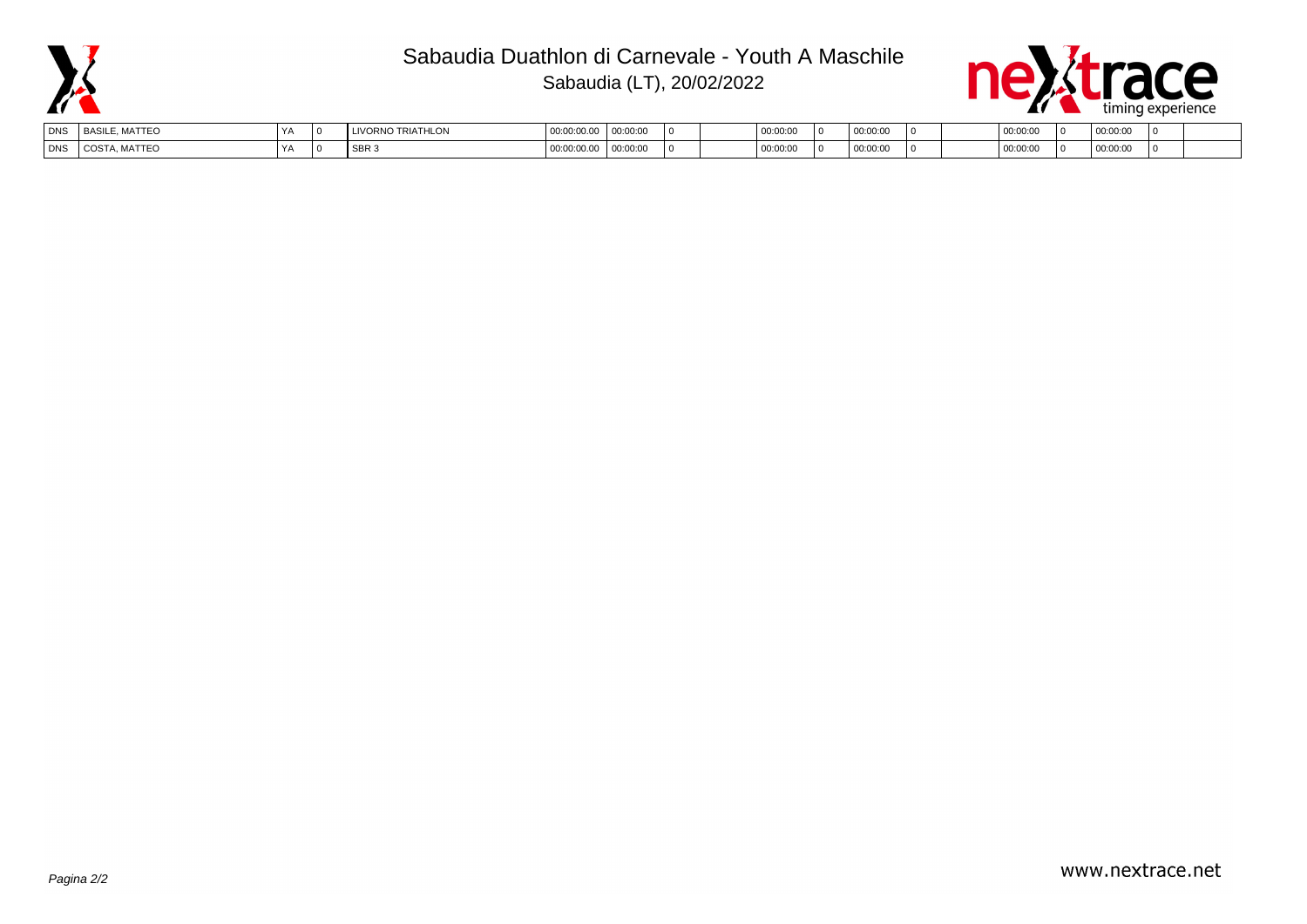# Sabaudia Duathlon di Carnevale - Youth A Maschile

Sabaudia (LT), 20/02/2022

| | | | | | | | | | | | | | | | | | | | |
|---|---|---|---|---|---|---|---|---|---|---|---|---|---|---|---|---|---|---|---|
| DNS | BASILE, MATTEO | YA | 0 | LIVORNO TRIATHLON | 00:00:00.00 | 00:00:00 | 0 | | 00:00:00 | 0 | 00:00:00 | 0 | | 00:00:00 | 0 | 00:00:00 | 0 | |
| DNS | COSTA, MATTEO | YA | 0 | SBR 3 | 00:00:00.00 | 00:00:00 | 0 | | 00:00:00 | 0 | 00:00:00 | 0 | | 00:00:00 | 0 | 00:00:00 | 0 | |

www.nextrace.net